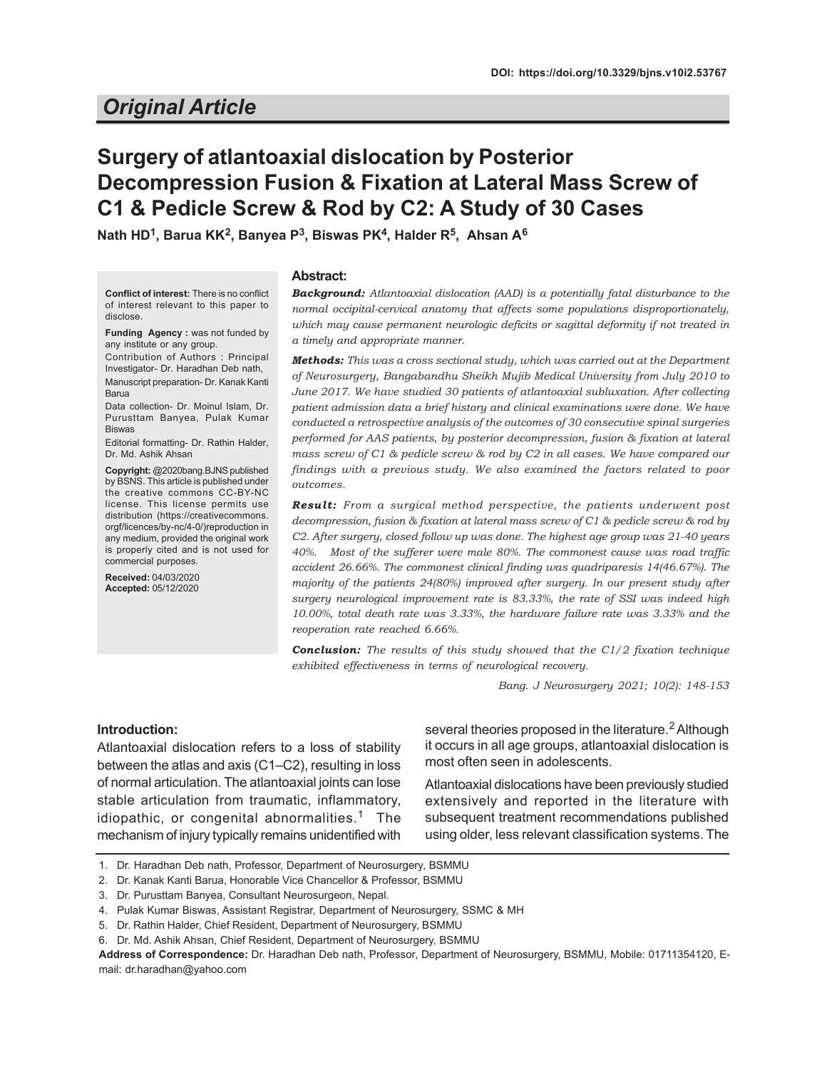DOI: https://doi.org/10.3329/bjns.v10i2.53767

## Original Article

# Surgery of atlantoaxial dislocation by Posterior Decompression Fusion & Fixation at Lateral Mass Screw of C1 & Pedicle Screw & Rod by C2: A Study of 30 Cases

**Nath HD[1], Barua KK[2], Banyea P[3], Biswas PK[4], Halder R[5], Ahsan A[6]**

**Conflict of interest:** There is no conflict of interest relevant to this paper to disclose.

**Funding Agency :** was not funded by any institute or any group.

Contribution of Authors : Principal Investigator- Dr. Haradhan Deb nath,

Manuscript preparation- Dr. Kanak Kanti Barua

Data collection- Dr. Moinul Islam, Dr. Purusttam Banyea, Pulak Kumar Biswas

Editorial formatting- Dr. Rathin Halder, Dr. Md. Ashik Ahsan

**Copyright:** @2020bang.BJNS published by BSNS. This article is published under the creative commons CC-BY-NC license. This license permits use distribution (https://creativecommons.orgf/licences/by-nc/4-0/)reproduction in any medium, provided the original work is properly cited and is not used for commercial purposes.

**Received:** 04/03/2020
**Accepted:** 05/12/2020

### Abstract:

***Background:*** *Atlantoaxial dislocation (AAD) is a potentially fatal disturbance to the normal occipital-cervical anatomy that affects some populations disproportionately, which may cause permanent neurologic deficits or sagittal deformity if not treated in a timely and appropriate manner.*

***Methods:*** *This was a cross sectional study, which was carried out at the Department of Neurosurgery, Bangabandhu Sheikh Mujib Medical University from July 2010 to June 2017. We have studied 30 patients of atlantoaxial subluxation. After collecting patient admission data a brief history and clinical examinations were done. We have conducted a retrospective analysis of the outcomes of 30 consecutive spinal surgeries performed for AAS patients, by posterior decompression, fusion & fixation at lateral mass screw of C1 & pedicle screw & rod by C2 in all cases. We have compared our findings with a previous study. We also examined the factors related to poor outcomes.*

***Result:*** *From a surgical method perspective, the patients underwent post decompression, fusion & fixation at lateral mass screw of C1 & pedicle screw & rod by C2. After surgery, closed follow up was done. The highest age group was 21-40 years 40%. Most of the sufferer were male 80%. The commonest cause was road traffic accident 26.66%. The commonest clinical finding was quadriparesis 14(46.67%). The majority of the patients 24(80%) improved after surgery. In our present study after surgery neurological improvement rate is 83.33%, the rate of SSI was indeed high 10.00%, total death rate was 3.33%, the hardware failure rate was 3.33% and the reoperation rate reached 6.66%.*

***Conclusion:*** *The results of this study showed that the C1/2 fixation technique exhibited effectiveness in terms of neurological recovery.*

*Bang. J Neurosurgery 2021; 10(2): 148-153*

### Introduction:

Atlantoaxial dislocation refers to a loss of stability between the atlas and axis (C1–C2), resulting in loss of normal articulation. The atlantoaxial joints can lose stable articulation from traumatic, inflammatory, idiopathic, or congenital abnormalities.[1] The mechanism of injury typically remains unidentified with several theories proposed in the literature.[2] Although it occurs in all age groups, atlantoaxial dislocation is most often seen in adolescents.

Atlantoaxial dislocations have been previously studied extensively and reported in the literature with subsequent treatment recommendations published using older, less relevant classification systems. The

1. Dr. Haradhan Deb nath, Professor, Department of Neurosurgery, BSMMU
2. Dr. Kanak Kanti Barua, Honorable Vice Chancellor & Professor, BSMMU
3. Dr. Purusttam Banyea, Consultant Neurosurgeon, Nepal.
4. Pulak Kumar Biswas, Assistant Registrar, Department of Neurosurgery, SSMC & MH
5. Dr. Rathin Halder, Chief Resident, Department of Neurosurgery, BSMMU
6. Dr. Md. Ashik Ahsan, Chief Resident, Department of Neurosurgery, BSMMU

**Address of Correspondence:** Dr. Haradhan Deb nath, Professor, Department of Neurosurgery, BSMMU, Mobile: 01711354120, E-mail: dr.haradhan@yahoo.com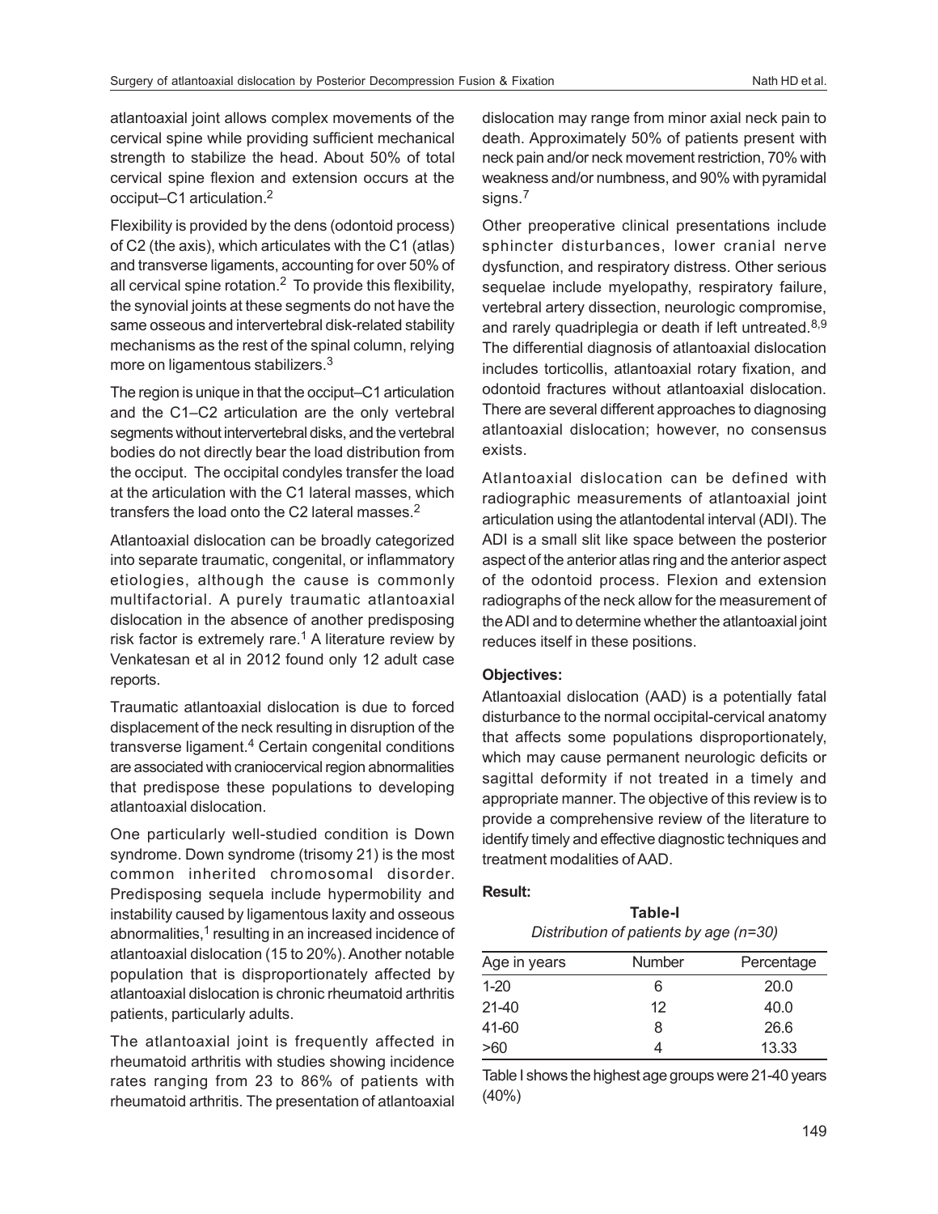atlantoaxial joint allows complex movements of the cervical spine while providing sufficient mechanical strength to stabilize the head. About 50% of total cervical spine flexion and extension occurs at the occiput–C1 articulation.[2]

Flexibility is provided by the dens (odontoid process) of C2 (the axis), which articulates with the C1 (atlas) and transverse ligaments, accounting for over 50% of all cervical spine rotation.[2] To provide this flexibility, the synovial joints at these segments do not have the same osseous and intervertebral disk-related stability mechanisms as the rest of the spinal column, relying more on ligamentous stabilizers.[3]

The region is unique in that the occiput–C1 articulation and the C1–C2 articulation are the only vertebral segments without intervertebral disks, and the vertebral bodies do not directly bear the load distribution from the occiput. The occipital condyles transfer the load at the articulation with the C1 lateral masses, which transfers the load onto the C2 lateral masses.[2]

Atlantoaxial dislocation can be broadly categorized into separate traumatic, congenital, or inflammatory etiologies, although the cause is commonly multifactorial. A purely traumatic atlantoaxial dislocation in the absence of another predisposing risk factor is extremely rare.[1] A literature review by Venkatesan et al in 2012 found only 12 adult case reports.

Traumatic atlantoaxial dislocation is due to forced displacement of the neck resulting in disruption of the transverse ligament.[4] Certain congenital conditions are associated with craniocervical region abnormalities that predispose these populations to developing atlantoaxial dislocation.

One particularly well-studied condition is Down syndrome. Down syndrome (trisomy 21) is the most common inherited chromosomal disorder. Predisposing sequela include hypermobility and instability caused by ligamentous laxity and osseous abnormalities,[1] resulting in an increased incidence of atlantoaxial dislocation (15 to 20%). Another notable population that is disproportionately affected by atlantoaxial dislocation is chronic rheumatoid arthritis patients, particularly adults.

The atlantoaxial joint is frequently affected in rheumatoid arthritis with studies showing incidence rates ranging from 23 to 86% of patients with rheumatoid arthritis. The presentation of atlantoaxial dislocation may range from minor axial neck pain to death. Approximately 50% of patients present with neck pain and/or neck movement restriction, 70% with weakness and/or numbness, and 90% with pyramidal signs.[7]

Other preoperative clinical presentations include sphincter disturbances, lower cranial nerve dysfunction, and respiratory distress. Other serious sequelae include myelopathy, respiratory failure, vertebral artery dissection, neurologic compromise, and rarely quadriplegia or death if left untreated.[8,9] The differential diagnosis of atlantoaxial dislocation includes torticollis, atlantoaxial rotary fixation, and odontoid fractures without atlantoaxial dislocation. There are several different approaches to diagnosing atlantoaxial dislocation; however, no consensus exists.

Atlantoaxial dislocation can be defined with radiographic measurements of atlantoaxial joint articulation using the atlantodental interval (ADI). The ADI is a small slit like space between the posterior aspect of the anterior atlas ring and the anterior aspect of the odontoid process. Flexion and extension radiographs of the neck allow for the measurement of the ADI and to determine whether the atlantoaxial joint reduces itself in these positions.

**Objectives:**

Atlantoaxial dislocation (AAD) is a potentially fatal disturbance to the normal occipital-cervical anatomy that affects some populations disproportionately, which may cause permanent neurologic deficits or sagittal deformity if not treated in a timely and appropriate manner. The objective of this review is to provide a comprehensive review of the literature to identify timely and effective diagnostic techniques and treatment modalities of AAD.

**Result:**

**Table-I**
*Distribution of patients by age (n=30)*

| Age in years | Number | Percentage |
|---|---|---|
| 1-20 | 6 | 20.0 |
| 21-40 | 12 | 40.0 |
| 41-60 | 8 | 26.6 |
| >60 | 4 | 13.33 |

Table I shows the highest age groups were 21-40 years (40%)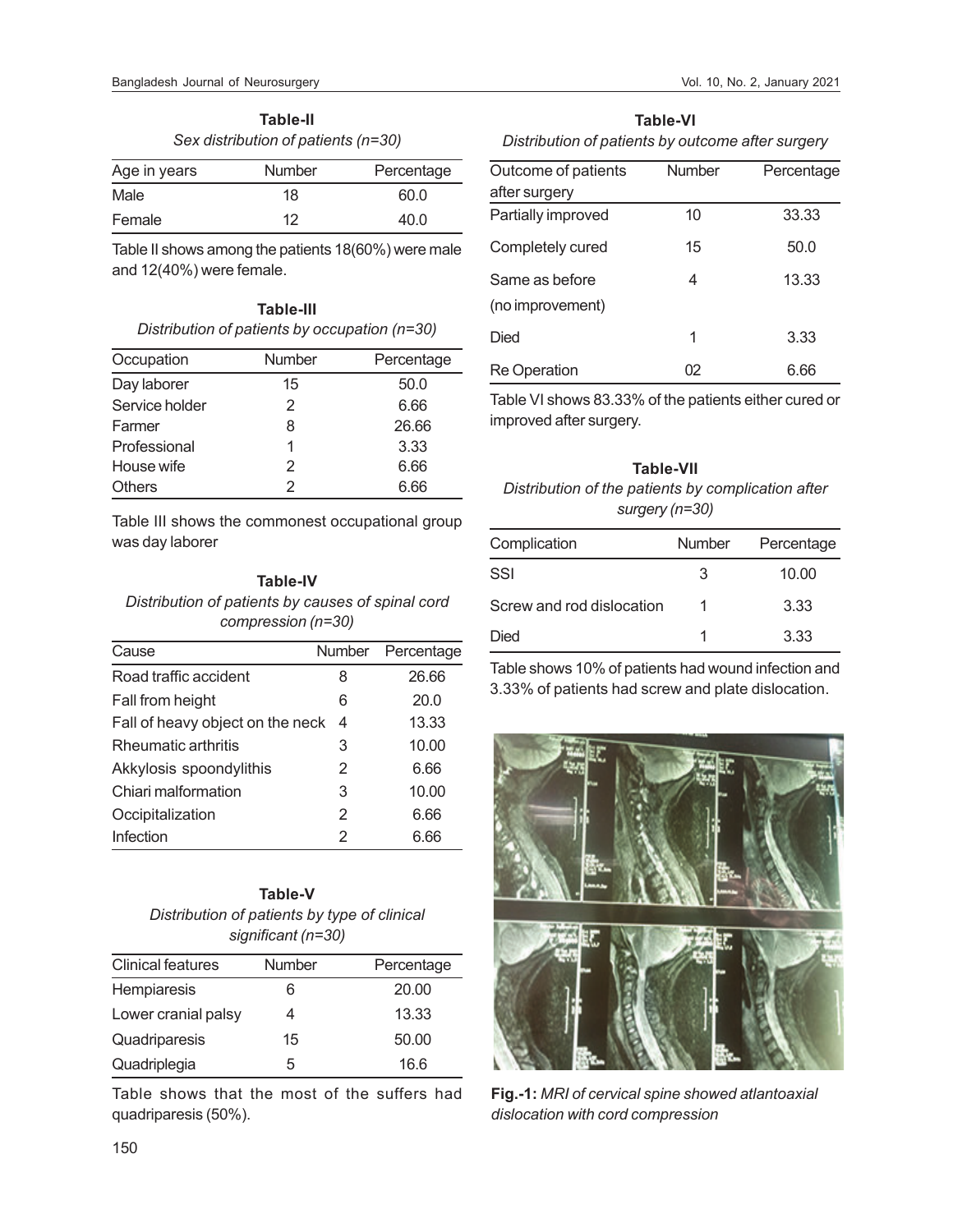**Table-II**

*Sex distribution of patients (n=30)*

| Age in years | Number | Percentage |
|---|---|---|
| Male | 18 | 60.0 |
| Female | 12 | 40.0 |

Table II shows among the patients 18(60%) were male and 12(40%) were female.

**Table-III**

*Distribution of patients by occupation (n=30)*

| Occupation | Number | Percentage |
|---|---|---|
| Day laborer | 15 | 50.0 |
| Service holder | 2 | 6.66 |
| Farmer | 8 | 26.66 |
| Professional | 1 | 3.33 |
| House wife | 2 | 6.66 |
| Others | 2 | 6.66 |

Table III shows the commonest occupational group was day laborer

**Table-IV**

*Distribution of patients by causes of spinal cord compression (n=30)*

| Cause | Number | Percentage |
|---|---|---|
| Road traffic accident | 8 | 26.66 |
| Fall from height | 6 | 20.0 |
| Fall of heavy object on the neck | 4 | 13.33 |
| Rheumatic arthritis | 3 | 10.00 |
| Akkylosis spoondylithis | 2 | 6.66 |
| Chiari malformation | 3 | 10.00 |
| Occipitalization | 2 | 6.66 |
| Infection | 2 | 6.66 |

**Table-V**

*Distribution of patients by type of clinical significant (n=30)*

| Clinical features | Number | Percentage |
|---|---|---|
| Hempiaresis | 6 | 20.00 |
| Lower cranial palsy | 4 | 13.33 |
| Quadriparesis | 15 | 50.00 |
| Quadriplegia | 5 | 16.6 |

Table shows that the most of the suffers had quadriparesis (50%).

**Table-VI**

*Distribution of patients by outcome after surgery*

| Outcome of patients after surgery | Number | Percentage |
|---|---|---|
| Partially improved | 10 | 33.33 |
| Completely cured | 15 | 50.0 |
| Same as before (no improvement) | 4 | 13.33 |
| Died | 1 | 3.33 |
| Re Operation | 02 | 6.66 |

Table VI shows 83.33% of the patients either cured or improved after surgery.

**Table-VII**

*Distribution of the patients by complication after surgery (n=30)*

| Complication | Number | Percentage |
|---|---|---|
| SSI | 3 | 10.00 |
| Screw and rod dislocation | 1 | 3.33 |
| Died | 1 | 3.33 |

Table shows 10% of patients had wound infection and 3.33% of patients had screw and plate dislocation.

**Fig.-1:** *MRI of cervical spine showed atlantoaxial dislocation with cord compression*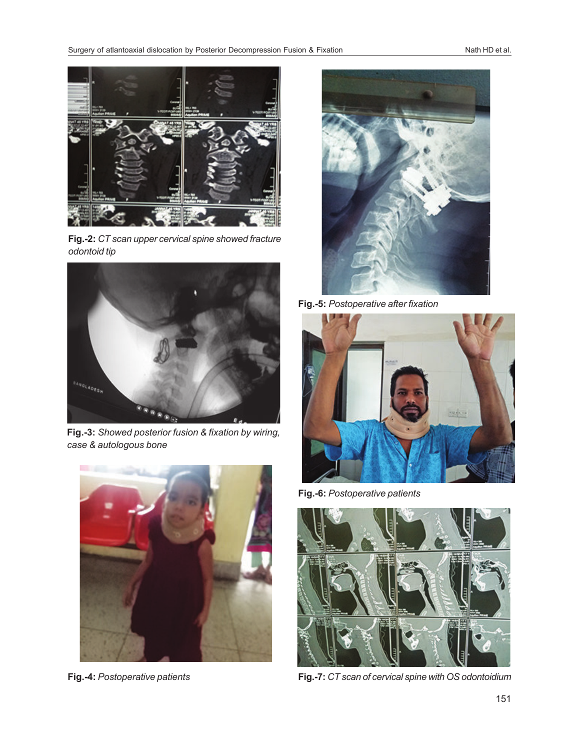**Fig.-2:** *CT scan upper cervical spine showed fracture odontoid tip*

**Fig.-3:** *Showed posterior fusion & fixation by wiring, case & autologous bone*

**Fig.-4:** *Postoperative patients*

**Fig.-5:** *Postoperative after fixation*

**Fig.-6:** *Postoperative patients*

**Fig.-7:** *CT scan of cervical spine with OS odontoidium*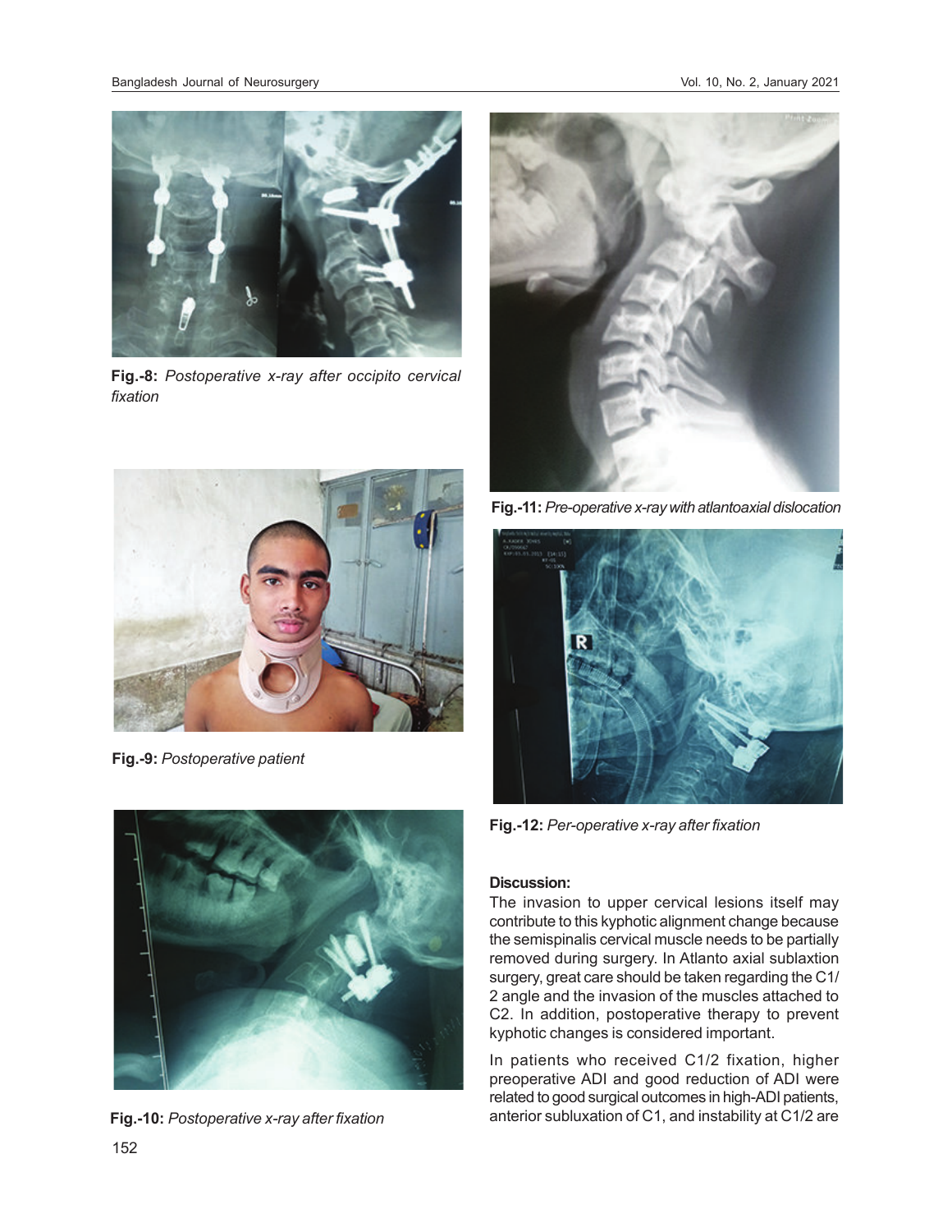Fig.-8: *Postoperative x-ray after occipito cervical fixation*

Fig.-9: *Postoperative patient*

Fig.-10: *Postoperative x-ray after fixation*

Fig.-11: *Pre-operative x-ray with atlantoaxial dislocation*

Fig.-12: *Per-operative x-ray after fixation*

**Discussion:**

The invasion to upper cervical lesions itself may contribute to this kyphotic alignment change because the semispinalis cervical muscle needs to be partially removed during surgery. In Atlanto axial sublaxtion surgery, great care should be taken regarding the C1/2 angle and the invasion of the muscles attached to C2. In addition, postoperative therapy to prevent kyphotic changes is considered important.

In patients who received C1/2 fixation, higher preoperative ADI and good reduction of ADI were related to good surgical outcomes in high-ADI patients, anterior subluxation of C1, and instability at C1/2 are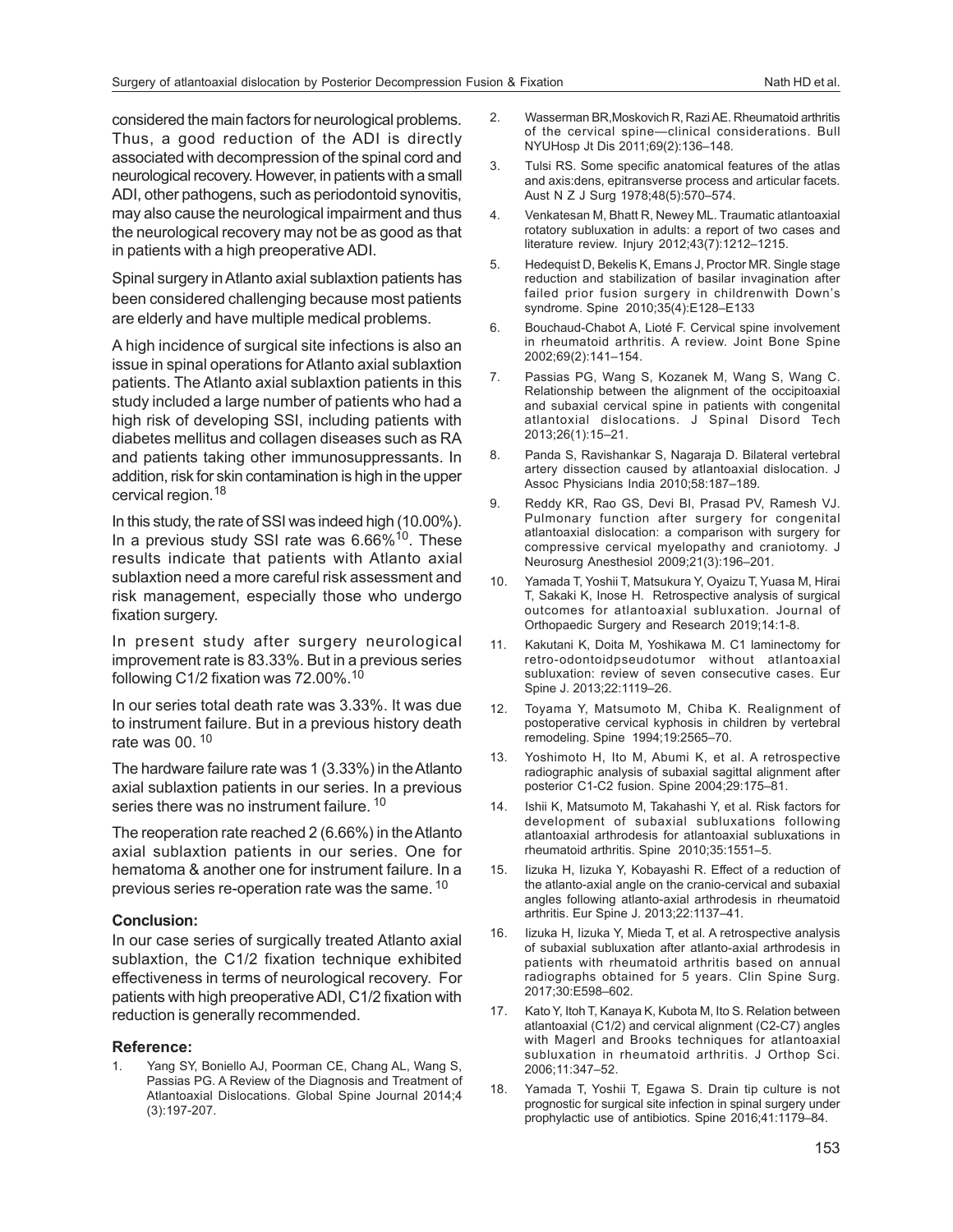considered the main factors for neurological problems. Thus, a good reduction of the ADI is directly associated with decompression of the spinal cord and neurological recovery. However, in patients with a small ADI, other pathogens, such as periodontoid synovitis, may also cause the neurological impairment and thus the neurological recovery may not be as good as that in patients with a high preoperative ADI.

Spinal surgery in Atlanto axial sublaxtion patients has been considered challenging because most patients are elderly and have multiple medical problems.

A high incidence of surgical site infections is also an issue in spinal operations for Atlanto axial sublaxtion patients. The Atlanto axial sublaxtion patients in this study included a large number of patients who had a high risk of developing SSI, including patients with diabetes mellitus and collagen diseases such as RA and patients taking other immunosuppressants. In addition, risk for skin contamination is high in the upper cervical region.[18]

In this study, the rate of SSI was indeed high (10.00%). In a previous study SSI rate was 6.66%[10]. These results indicate that patients with Atlanto axial sublaxtion need a more careful risk assessment and risk management, especially those who undergo fixation surgery.

In present study after surgery neurological improvement rate is 83.33%. But in a previous series following C1/2 fixation was 72.00%.[10]

In our series total death rate was 3.33%. It was due to instrument failure. But in a previous history death rate was 00. [10]

The hardware failure rate was 1 (3.33%) in the Atlanto axial sublaxtion patients in our series. In a previous series there was no instrument failure. [10]

The reoperation rate reached 2 (6.66%) in the Atlanto axial sublaxtion patients in our series. One for hematoma & another one for instrument failure. In a previous series re-operation rate was the same. [10]

### Conclusion:

In our case series of surgically treated Atlanto axial sublaxtion, the C1/2 fixation technique exhibited effectiveness in terms of neurological recovery. For patients with high preoperative ADI, C1/2 fixation with reduction is generally recommended.

### Reference:

1. Yang SY, Boniello AJ, Poorman CE, Chang AL, Wang S, Passias PG. A Review of the Diagnosis and Treatment of Atlantoaxial Dislocations. Global Spine Journal 2014;4 (3):197-207.
2. Wasserman BR,Moskovich R, Razi AE. Rheumatoid arthritis of the cervical spine—clinical considerations. Bull NYUHosp Jt Dis 2011;69(2):136–148.
3. Tulsi RS. Some specific anatomical features of the atlas and axis:dens, epitransverse process and articular facets. Aust N Z J Surg 1978;48(5):570–574.
4. Venkatesan M, Bhatt R, Newey ML. Traumatic atlantoaxial rotatory subluxation in adults: a report of two cases and literature review. Injury 2012;43(7):1212–1215.
5. Hedequist D, Bekelis K, Emans J, Proctor MR. Single stage reduction and stabilization of basilar invagination after failed prior fusion surgery in childrenwith Down's syndrome. Spine 2010;35(4):E128–E133
6. Bouchaud-Chabot A, Lioté F. Cervical spine involvement in rheumatoid arthritis. A review. Joint Bone Spine 2002;69(2):141–154.
7. Passias PG, Wang S, Kozanek M, Wang S, Wang C. Relationship between the alignment of the occipitoaxial and subaxial cervical spine in patients with congenital atlantoxial dislocations. J Spinal Disord Tech 2013;26(1):15–21.
8. Panda S, Ravishankar S, Nagaraja D. Bilateral vertebral artery dissection caused by atlantoaxial dislocation. J Assoc Physicians India 2010;58:187–189.
9. Reddy KR, Rao GS, Devi BI, Prasad PV, Ramesh VJ. Pulmonary function after surgery for congenital atlantoaxial dislocation: a comparison with surgery for compressive cervical myelopathy and craniotomy. J Neurosurg Anesthesiol 2009;21(3):196–201.
10. Yamada T, Yoshii T, Matsukura Y, Oyaizu T, Yuasa M, Hirai T, Sakaki K, Inose H. Retrospective analysis of surgical outcomes for atlantoaxial subluxation. Journal of Orthopaedic Surgery and Research 2019;14:1-8.
11. Kakutani K, Doita M, Yoshikawa M. C1 laminectomy for retro-odontoidpseudotumor without atlantoaxial subluxation: review of seven consecutive cases. Eur Spine J. 2013;22:1119–26.
12. Toyama Y, Matsumoto M, Chiba K. Realignment of postoperative cervical kyphosis in children by vertebral remodeling. Spine 1994;19:2565–70.
13. Yoshimoto H, Ito M, Abumi K, et al. A retrospective radiographic analysis of subaxial sagittal alignment after posterior C1-C2 fusion. Spine 2004;29:175–81.
14. Ishii K, Matsumoto M, Takahashi Y, et al. Risk factors for development of subaxial subluxations following atlantoaxial arthrodesis for atlantoaxial subluxations in rheumatoid arthritis. Spine 2010;35:1551–5.
15. Iizuka H, Iizuka Y, Kobayashi R. Effect of a reduction of the atlanto-axial angle on the cranio-cervical and subaxial angles following atlanto-axial arthrodesis in rheumatoid arthritis. Eur Spine J. 2013;22:1137–41.
16. Iizuka H, Iizuka Y, Mieda T, et al. A retrospective analysis of subaxial subluxation after atlanto-axial arthrodesis in patients with rheumatoid arthritis based on annual radiographs obtained for 5 years. Clin Spine Surg. 2017;30:E598–602.
17. Kato Y, Itoh T, Kanaya K, Kubota M, Ito S. Relation between atlantoaxial (C1/2) and cervical alignment (C2-C7) angles with Magerl and Brooks techniques for atlantoaxial subluxation in rheumatoid arthritis. J Orthop Sci. 2006;11:347–52.
18. Yamada T, Yoshii T, Egawa S. Drain tip culture is not prognostic for surgical site infection in spinal surgery under prophylactic use of antibiotics. Spine 2016;41:1179–84.